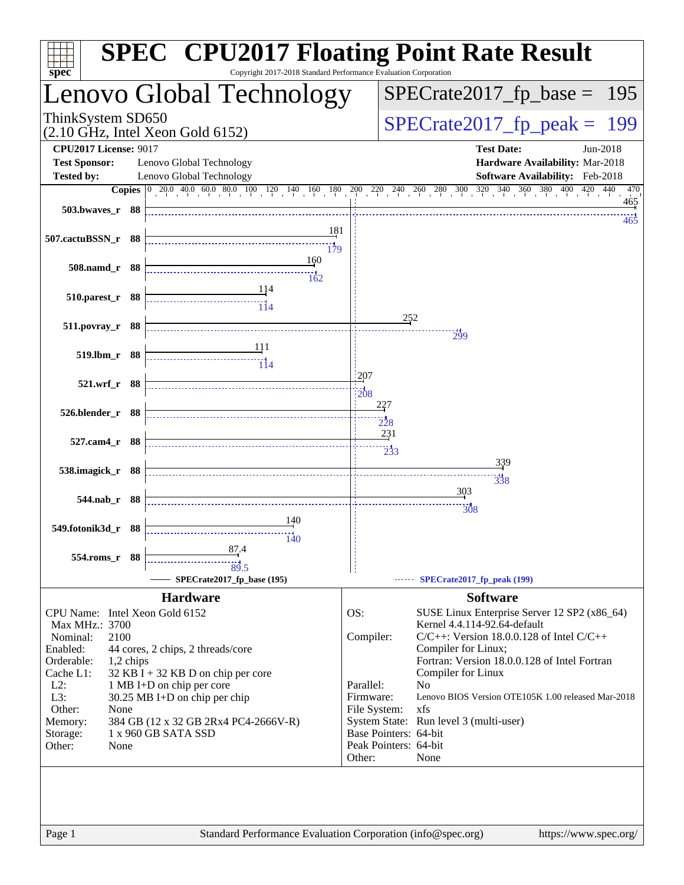# SPEC CPU2017 Floating Point Rate Result

Copyright 2017-2018 Standard Performance Evaluation Corporation

## Lenovo Global Technology

ThinkSystem SD650
(2.10 GHz, Intel Xeon Gold 6152)

SPECrate2017_fp_base = 195

SPECrate2017_fp_peak = 199

**CPU2017 License:** 9017
**Test Sponsor:** Lenovo Global Technology
**Tested by:** Lenovo Global Technology

**Test Date:** Jun-2018
**Hardware Availability:** Mar-2018
**Software Availability:** Feb-2018

| Benchmark | Copies | Base | Peak |
|---|---|---|---|
| 503.bwaves_r | 88 | 465 | 465 |
| 507.cactuBSSN_r | 88 | 181 | 179 |
| 508.namd_r | 88 | 160 | 162 |
| 510.parest_r | 88 | 114 | 114 |
| 511.povray_r | 88 | 252 | 299 |
| 519.lbm_r | 88 | 111 | 114 |
| 521.wrf_r | 88 | 207 | 208 |
| 526.blender_r | 88 | 227 | 228 |
| 527.cam4_r | 88 | 231 | 233 |
| 538.imagick_r | 88 | 339 | 338 |
| 544.nab_r | 88 | 303 | 308 |
| 549.fotonik3d_r | 88 | 140 | 140 |
| 554.roms_r | 88 | 87.4 | 89.5 |

SPECrate2017_fp_base (195) — SPECrate2017_fp_peak (199)

### Hardware

| | |
|---|---|
| CPU Name: | Intel Xeon Gold 6152 |
| Max MHz.: | 3700 |
| Nominal: | 2100 |
| Enabled: | 44 cores, 2 chips, 2 threads/core |
| Orderable: | 1,2 chips |
| Cache L1: | 32 KB I + 32 KB D on chip per core |
| L2: | 1 MB I+D on chip per core |
| L3: | 30.25 MB I+D on chip per chip |
| Other: | None |
| Memory: | 384 GB (12 x 32 GB 2Rx4 PC4-2666V-R) |
| Storage: | 1 x 960 GB SATA SSD |
| Other: | None |

### Software

| | |
|---|---|
| OS: | SUSE Linux Enterprise Server 12 SP2 (x86_64) Kernel 4.4.114-92.64-default |
| Compiler: | C/C++: Version 18.0.0.128 of Intel C/C++ Compiler for Linux; Fortran: Version 18.0.0.128 of Intel Fortran Compiler for Linux |
| Parallel: | No |
| Firmware: | Lenovo BIOS Version OTE105K 1.00 released Mar-2018 |
| File System: | xfs |
| System State: | Run level 3 (multi-user) |
| Base Pointers: | 64-bit |
| Peak Pointers: | 64-bit |
| Other: | None |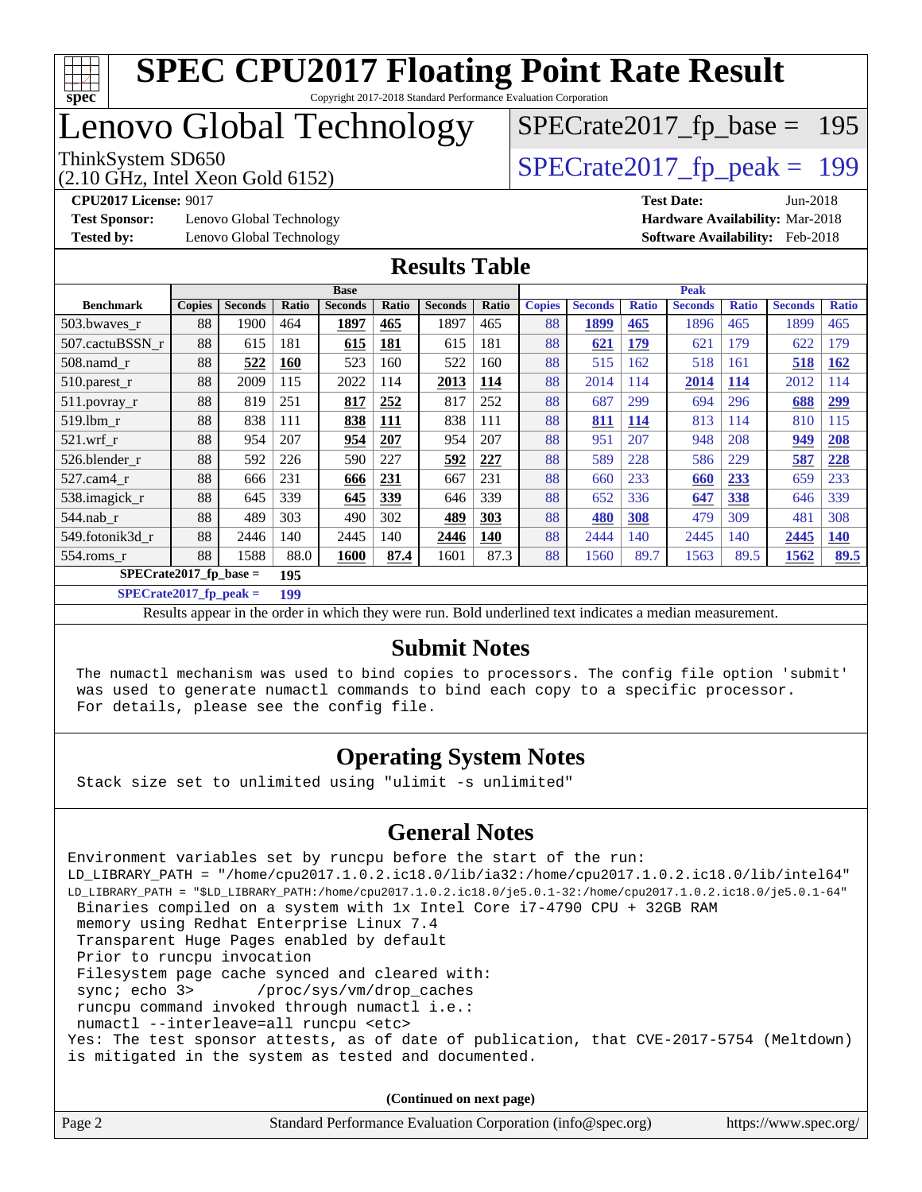# SPEC CPU2017 Floating Point Rate Result

Copyright 2017-2018 Standard Performance Evaluation Corporation

# Lenovo Global Technology

ThinkSystem SD650
(2.10 GHz, Intel Xeon Gold 6152)

SPECrate2017_fp_base = 195

SPECrate2017_fp_peak = 199

**CPU2017 License:** 9017
**Test Sponsor:** Lenovo Global Technology
**Tested by:** Lenovo Global Technology
**Test Date:** Jun-2018
**Hardware Availability:** Mar-2018
**Software Availability:** Feb-2018

## Results Table

| | Base | | | | | | | Peak | | | | | | |
|---|---|---|---|---|---|---|---|---|---|---|---|---|---|---|
| **Benchmark** | **Copies** | **Seconds** | **Ratio** | **Seconds** | **Ratio** | **Seconds** | **Ratio** | **Copies** | **Seconds** | **Ratio** | **Seconds** | **Ratio** | **Seconds** | **Ratio** |
| 503.bwaves_r | 88 | 1900 | 464 | **1897** | **465** | 1897 | 465 | 88 | **1899** | **465** | 1896 | 465 | 1899 | 465 |
| 507.cactuBSSN_r | 88 | 615 | 181 | **615** | **181** | 615 | 181 | 88 | **621** | **179** | 621 | 179 | 622 | 179 |
| 508.namd_r | 88 | **522** | **160** | 523 | 160 | 522 | 160 | 88 | 515 | 162 | 518 | 161 | **518** | **162** |
| 510.parest_r | 88 | 2009 | 115 | 2022 | 114 | **2013** | **114** | 88 | 2014 | 114 | **2014** | **114** | 2012 | 114 |
| 511.povray_r | 88 | 819 | 251 | **817** | **252** | 817 | 252 | 88 | 687 | 299 | 694 | 296 | **688** | **299** |
| 519.lbm_r | 88 | 838 | 111 | **838** | **111** | 838 | 111 | 88 | **811** | **114** | 813 | 114 | 810 | 115 |
| 521.wrf_r | 88 | 954 | 207 | **954** | **207** | 954 | 207 | 88 | 951 | 207 | 948 | 208 | **949** | **208** |
| 526.blender_r | 88 | 592 | 226 | 590 | 227 | **592** | **227** | 88 | 589 | 228 | 586 | 229 | **587** | **228** |
| 527.cam4_r | 88 | 666 | 231 | **666** | **231** | 667 | 231 | 88 | 660 | 233 | **660** | **233** | 659 | 233 |
| 538.imagick_r | 88 | 645 | 339 | **645** | **339** | 646 | 339 | 88 | 652 | 336 | **647** | **338** | 646 | 339 |
| 544.nab_r | 88 | 489 | 303 | 490 | 302 | **489** | **303** | 88 | **480** | **308** | 479 | 309 | 481 | 308 |
| 549.fotonik3d_r | 88 | 2446 | 140 | 2445 | 140 | **2446** | **140** | 88 | 2444 | 140 | 2445 | 140 | **2445** | **140** |
| 554.roms_r | 88 | 1588 | 88.0 | **1600** | **87.4** | 1601 | 87.3 | 88 | 1560 | 89.7 | 1563 | 89.5 | **1562** | **89.5** |

**SPECrate2017_fp_base = 195**

**SPECrate2017_fp_peak = 199**

Results appear in the order in which they were run. Bold underlined text indicates a median measurement.

## Submit Notes

```
The numactl mechanism was used to bind copies to processors. The config file option 'submit'
was used to generate numactl commands to bind each copy to a specific processor.
For details, please see the config file.
```

## Operating System Notes

```
Stack size set to unlimited using "ulimit -s unlimited"
```

## General Notes

```
Environment variables set by runcpu before the start of the run:
LD_LIBRARY_PATH = "/home/cpu2017.1.0.2.ic18.0/lib/ia32:/home/cpu2017.1.0.2.ic18.0/lib/intel64"
LD_LIBRARY_PATH = "$LD_LIBRARY_PATH:/home/cpu2017.1.0.2.ic18.0/je5.0.1-32:/home/cpu2017.1.0.2.ic18.0/je5.0.1-64"
 Binaries compiled on a system with 1x Intel Core i7-4790 CPU + 32GB RAM
 memory using Redhat Enterprise Linux 7.4
 Transparent Huge Pages enabled by default
 Prior to runcpu invocation
 Filesystem page cache synced and cleared with:
 sync; echo 3>       /proc/sys/vm/drop_caches
 runcpu command invoked through numactl i.e.:
 numactl --interleave=all runcpu <etc>
Yes: The test sponsor attests, as of date of publication, that CVE-2017-5754 (Meltdown)
is mitigated in the system as tested and documented.
```

**(Continued on next page)**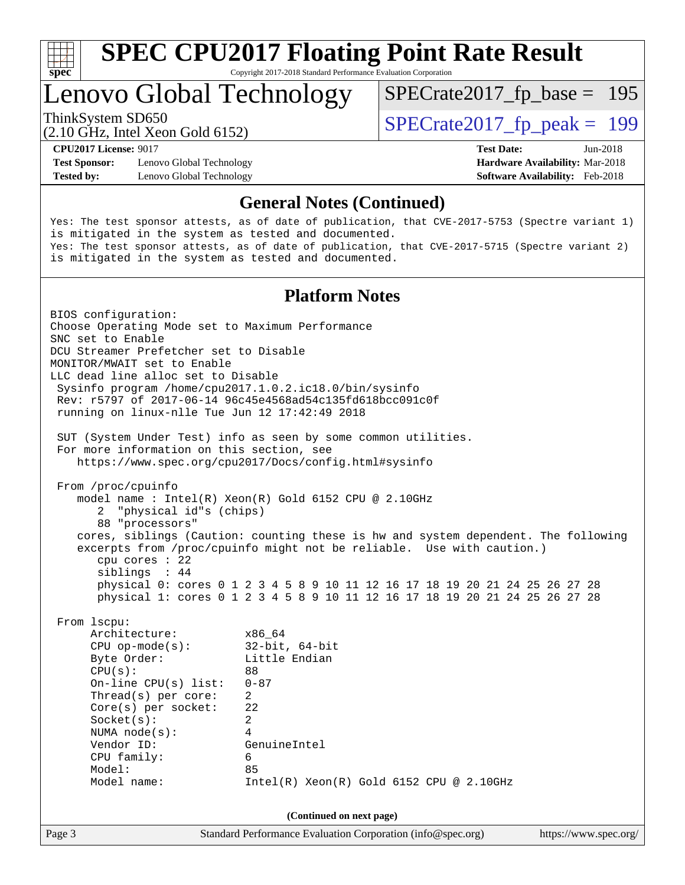## General Notes (Continued)

```
Yes: The test sponsor attests, as of date of publication, that CVE-2017-5753 (Spectre variant 1)
is mitigated in the system as tested and documented.
Yes: The test sponsor attests, as of date of publication, that CVE-2017-5715 (Spectre variant 2)
is mitigated in the system as tested and documented.
```

## Platform Notes

```
BIOS configuration:
Choose Operating Mode set to Maximum Performance
SNC set to Enable
DCU Streamer Prefetcher set to Disable
MONITOR/MWAIT set to Enable
LLC dead line alloc set to Disable
 Sysinfo program /home/cpu2017.1.0.2.ic18.0/bin/sysinfo
 Rev: r5797 of 2017-06-14 96c45e4568ad54c135fd618bcc091c0f
 running on linux-nlle Tue Jun 12 17:42:49 2018

 SUT (System Under Test) info as seen by some common utilities.
 For more information on this section, see
    https://www.spec.org/cpu2017/Docs/config.html#sysinfo

 From /proc/cpuinfo
    model name : Intel(R) Xeon(R) Gold 6152 CPU @ 2.10GHz
       2  "physical id"s (chips)
       88 "processors"
    cores, siblings (Caution: counting these is hw and system dependent. The following
    excerpts from /proc/cpuinfo might not be reliable.  Use with caution.)
       cpu cores : 22
       siblings  : 44
       physical 0: cores 0 1 2 3 4 5 8 9 10 11 12 16 17 18 19 20 21 24 25 26 27 28
       physical 1: cores 0 1 2 3 4 5 8 9 10 11 12 16 17 18 19 20 21 24 25 26 27 28

 From lscpu:
      Architecture:          x86_64
      CPU op-mode(s):        32-bit, 64-bit
      Byte Order:            Little Endian
      CPU(s):                88
      On-line CPU(s) list:   0-87
      Thread(s) per core:    2
      Core(s) per socket:    22
      Socket(s):             2
      NUMA node(s):          4
      Vendor ID:             GenuineIntel
      CPU family:            6
      Model:                 85
      Model name:            Intel(R) Xeon(R) Gold 6152 CPU @ 2.10GHz
```

**(Continued on next page)**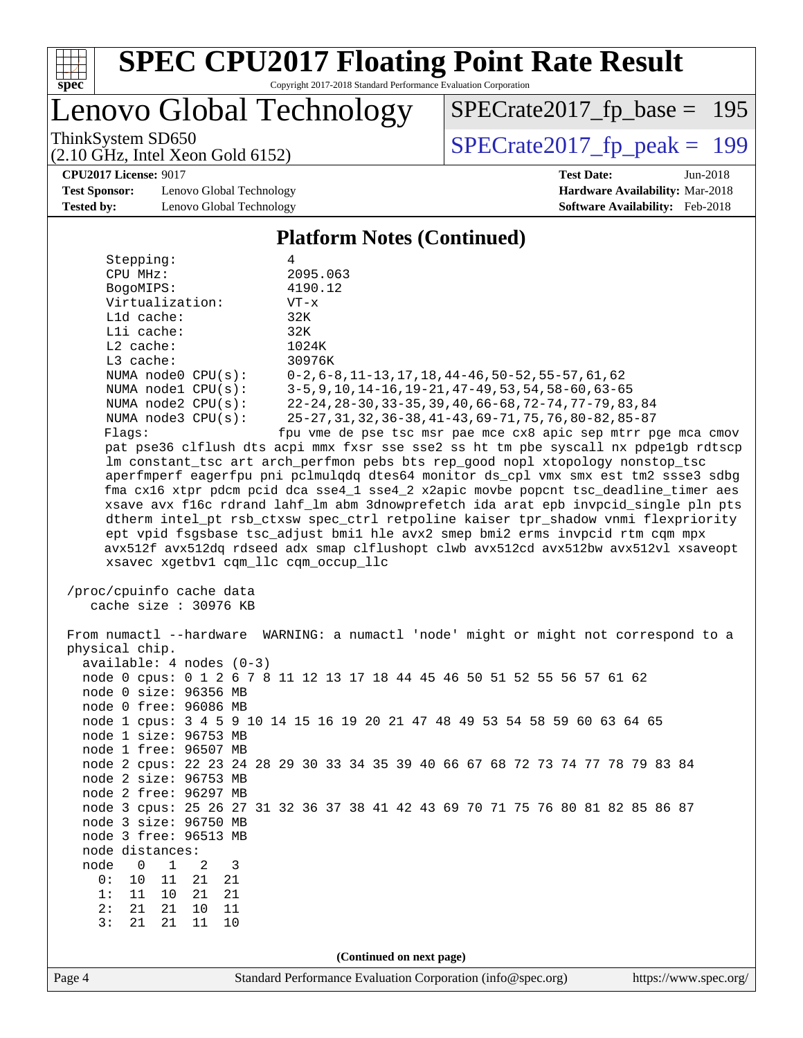# SPEC CPU2017 Floating Point Rate Result

Copyright 2017-2018 Standard Performance Evaluation Corporation

## Lenovo Global Technology

ThinkSystem SD650
(2.10 GHz, Intel Xeon Gold 6152)

SPECrate2017_fp_base = 195

SPECrate2017_fp_peak = 199

**CPU2017 License:** 9017
**Test Sponsor:** Lenovo Global Technology
**Tested by:** Lenovo Global Technology

**Test Date:** Jun-2018
**Hardware Availability:** Mar-2018
**Software Availability:** Feb-2018

### Platform Notes (Continued)

```
    Stepping:              4
    CPU MHz:               2095.063
    BogoMIPS:              4190.12
    Virtualization:        VT-x
    L1d cache:             32K
    L1i cache:             32K
    L2 cache:              1024K
    L3 cache:              30976K
    NUMA node0 CPU(s):     0-2,6-8,11-13,17,18,44-46,50-52,55-57,61,62
    NUMA node1 CPU(s):     3-5,9,10,14-16,19-21,47-49,53,54,58-60,63-65
    NUMA node2 CPU(s):     22-24,28-30,33-35,39,40,66-68,72-74,77-79,83,84
    NUMA node3 CPU(s):     25-27,31,32,36-38,41-43,69-71,75,76,80-82,85-87
    Flags:                 fpu vme de pse tsc msr pae mce cx8 apic sep mtrr pge mca cmov
    pat pse36 clflush dts acpi mmx fxsr sse sse2 ss ht tm pbe syscall nx pdpe1gb rdtscp
    lm constant_tsc art arch_perfmon pebs bts rep_good nopl xtopology nonstop_tsc
    aperfmperf eagerfpu pni pclmulqdq dtes64 monitor ds_cpl vmx smx est tm2 ssse3 sdbg
    fma cx16 xtpr pdcm pcid dca sse4_1 sse4_2 x2apic movbe popcnt tsc_deadline_timer aes
    xsave avx f16c rdrand lahf_lm abm 3dnowprefetch ida arat epb invpcid_single pln pts
    dtherm intel_pt rsb_ctxsw spec_ctrl retpoline kaiser tpr_shadow vnmi flexpriority
    ept vpid fsgsbase tsc_adjust bmi1 hle avx2 smep bmi2 erms invpcid rtm cqm mpx
    avx512f avx512dq rdseed adx smap clflushopt clwb avx512cd avx512bw avx512vl xsaveopt
    xsavec xgetbv1 cqm_llc cqm_occup_llc

 /proc/cpuinfo cache data
    cache size : 30976 KB

 From numactl --hardware  WARNING: a numactl 'node' might or might not correspond to a
 physical chip.
   available: 4 nodes (0-3)
   node 0 cpus: 0 1 2 6 7 8 11 12 13 17 18 44 45 46 50 51 52 55 56 57 61 62
   node 0 size: 96356 MB
   node 0 free: 96086 MB
   node 1 cpus: 3 4 5 9 10 14 15 16 19 20 21 47 48 49 53 54 58 59 60 63 64 65
   node 1 size: 96753 MB
   node 1 free: 96507 MB
   node 2 cpus: 22 23 24 28 29 30 33 34 35 39 40 66 67 68 72 73 74 77 78 79 83 84
   node 2 size: 96753 MB
   node 2 free: 96297 MB
   node 3 cpus: 25 26 27 31 32 36 37 38 41 42 43 69 70 71 75 76 80 81 82 85 86 87
   node 3 size: 96750 MB
   node 3 free: 96513 MB
   node distances:
   node   0   1   2   3
     0:  10  11  21  21
     1:  11  10  21  21
     2:  21  21  10  11
     3:  21  21  11  10
```

(Continued on next page)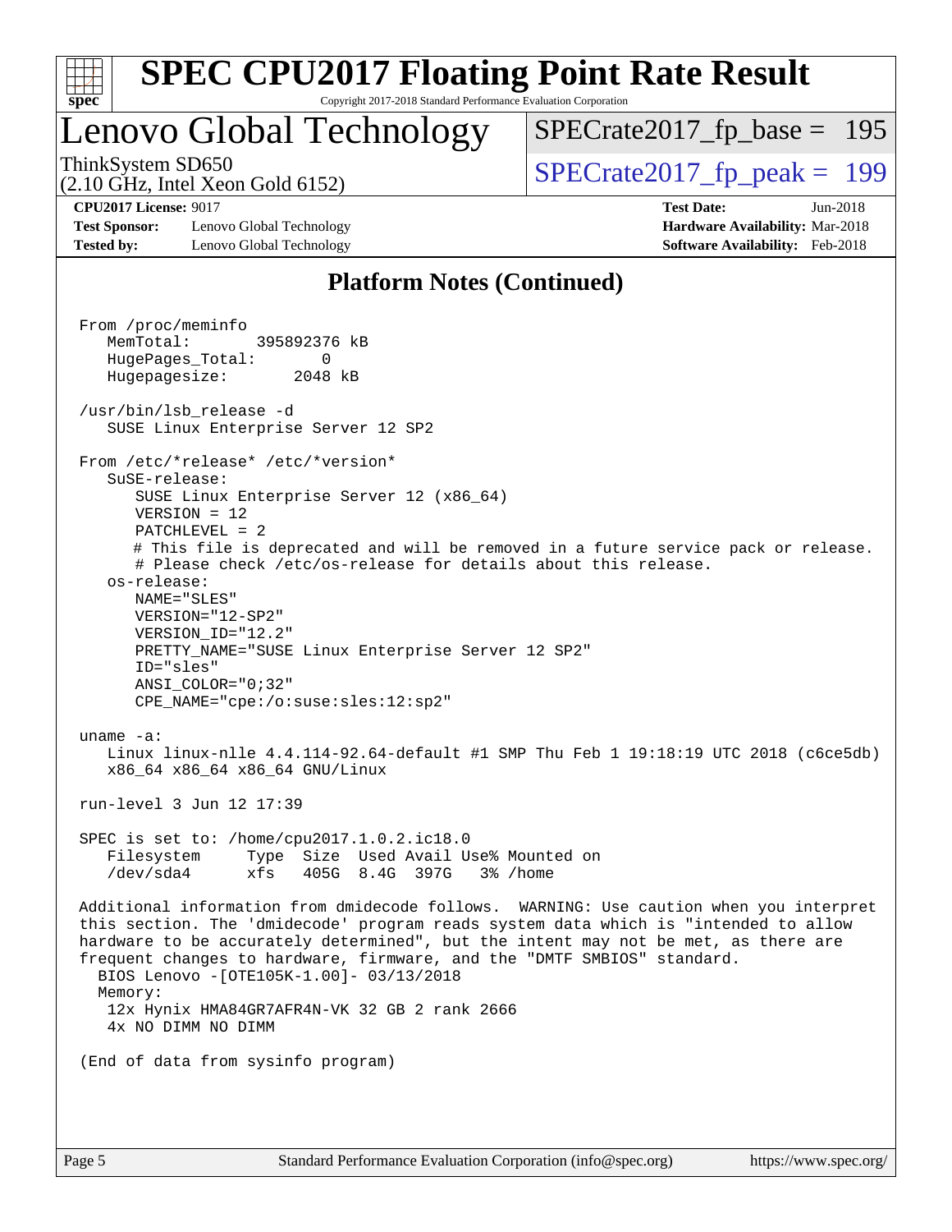# SPEC CPU2017 Floating Point Rate Result

Copyright 2017-2018 Standard Performance Evaluation Corporation

## Lenovo Global Technology

ThinkSystem SD650
(2.10 GHz, Intel Xeon Gold 6152)

SPECrate2017_fp_base = 195

SPECrate2017_fp_peak = 199

**CPU2017 License:** 9017
**Test Sponsor:** Lenovo Global Technology
**Tested by:** Lenovo Global Technology

**Test Date:** Jun-2018
**Hardware Availability:** Mar-2018
**Software Availability:** Feb-2018

### Platform Notes (Continued)

```
From /proc/meminfo
   MemTotal:       395892376 kB
   HugePages_Total:       0
   Hugepagesize:       2048 kB

 /usr/bin/lsb_release -d
    SUSE Linux Enterprise Server 12 SP2

 From /etc/*release* /etc/*version*
    SuSE-release:
       SUSE Linux Enterprise Server 12 (x86_64)
       VERSION = 12
       PATCHLEVEL = 2
       # This file is deprecated and will be removed in a future service pack or release.
       # Please check /etc/os-release for details about this release.
    os-release:
       NAME="SLES"
       VERSION="12-SP2"
       VERSION_ID="12.2"
       PRETTY_NAME="SUSE Linux Enterprise Server 12 SP2"
       ID="sles"
       ANSI_COLOR="0;32"
       CPE_NAME="cpe:/o:suse:sles:12:sp2"

 uname -a:
    Linux linux-nlle 4.4.114-92.64-default #1 SMP Thu Feb 1 19:18:19 UTC 2018 (c6ce5db)
    x86_64 x86_64 x86_64 GNU/Linux

 run-level 3 Jun 12 17:39

 SPEC is set to: /home/cpu2017.1.0.2.ic18.0
    Filesystem     Type  Size  Used Avail Use% Mounted on
    /dev/sda4      xfs   405G  8.4G  397G   3% /home

 Additional information from dmidecode follows.  WARNING: Use caution when you interpret
 this section. The 'dmidecode' program reads system data which is "intended to allow
 hardware to be accurately determined", but the intent may not be met, as there are
 frequent changes to hardware, firmware, and the "DMTF SMBIOS" standard.
   BIOS Lenovo -[OTE105K-1.00]- 03/13/2018
   Memory:
    12x Hynix HMA84GR7AFR4N-VK 32 GB 2 rank 2666
    4x NO DIMM NO DIMM

 (End of data from sysinfo program)
```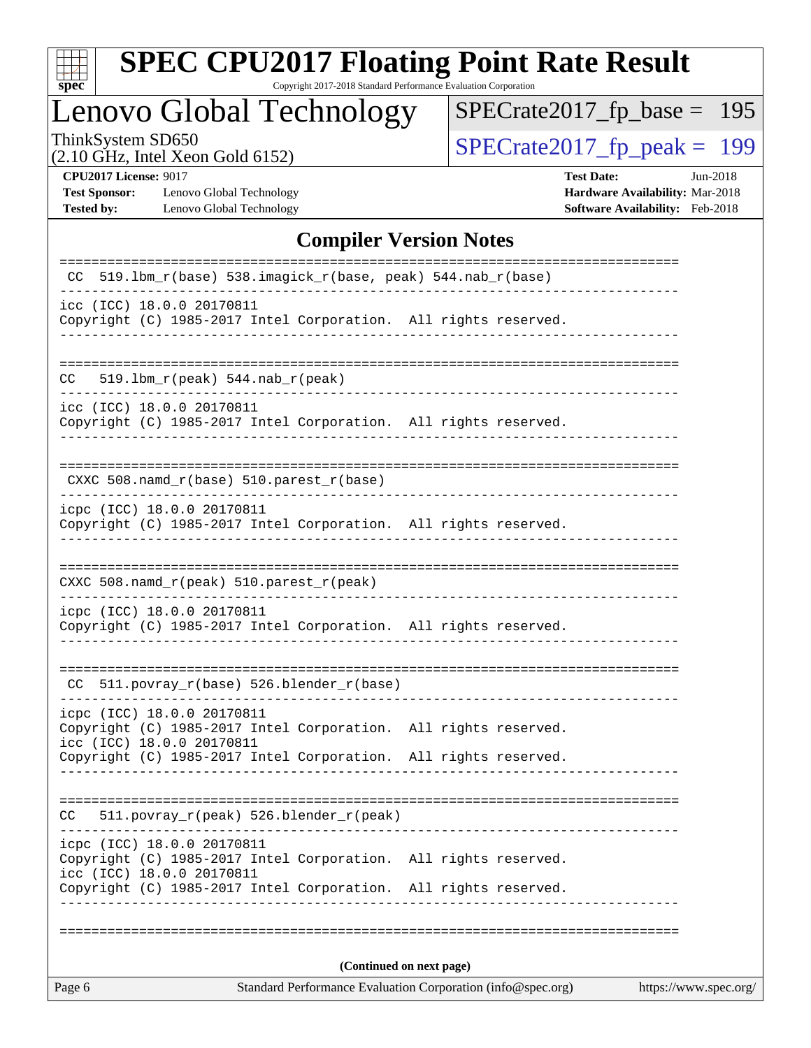# SPEC CPU2017 Floating Point Rate Result

Copyright 2017-2018 Standard Performance Evaluation Corporation

# Lenovo Global Technology

ThinkSystem SD650
(2.10 GHz, Intel Xeon Gold 6152)

SPECrate2017_fp_base = 195

SPECrate2017_fp_peak = 199

**CPU2017 License:** 9017
**Test Sponsor:** Lenovo Global Technology
**Tested by:** Lenovo Global Technology

**Test Date:** Jun-2018
**Hardware Availability:** Mar-2018
**Software Availability:** Feb-2018

## Compiler Version Notes

```
==============================================================================
 CC  519.lbm_r(base) 538.imagick_r(base, peak) 544.nab_r(base)
------------------------------------------------------------------------------
icc (ICC) 18.0.0 20170811
Copyright (C) 1985-2017 Intel Corporation.  All rights reserved.
------------------------------------------------------------------------------

==============================================================================
 CC  519.lbm_r(peak) 544.nab_r(peak)
------------------------------------------------------------------------------
icc (ICC) 18.0.0 20170811
Copyright (C) 1985-2017 Intel Corporation.  All rights reserved.
------------------------------------------------------------------------------

==============================================================================
 CXXC 508.namd_r(base) 510.parest_r(base)
------------------------------------------------------------------------------
icpc (ICC) 18.0.0 20170811
Copyright (C) 1985-2017 Intel Corporation.  All rights reserved.
------------------------------------------------------------------------------

==============================================================================
 CXXC 508.namd_r(peak) 510.parest_r(peak)
------------------------------------------------------------------------------
icpc (ICC) 18.0.0 20170811
Copyright (C) 1985-2017 Intel Corporation.  All rights reserved.
------------------------------------------------------------------------------

==============================================================================
 CC  511.povray_r(base) 526.blender_r(base)
------------------------------------------------------------------------------
icpc (ICC) 18.0.0 20170811
Copyright (C) 1985-2017 Intel Corporation.  All rights reserved.
icc (ICC) 18.0.0 20170811
Copyright (C) 1985-2017 Intel Corporation.  All rights reserved.
------------------------------------------------------------------------------

==============================================================================
 CC  511.povray_r(peak) 526.blender_r(peak)
------------------------------------------------------------------------------
icpc (ICC) 18.0.0 20170811
Copyright (C) 1985-2017 Intel Corporation.  All rights reserved.
icc (ICC) 18.0.0 20170811
Copyright (C) 1985-2017 Intel Corporation.  All rights reserved.
------------------------------------------------------------------------------

==============================================================================
```

**(Continued on next page)**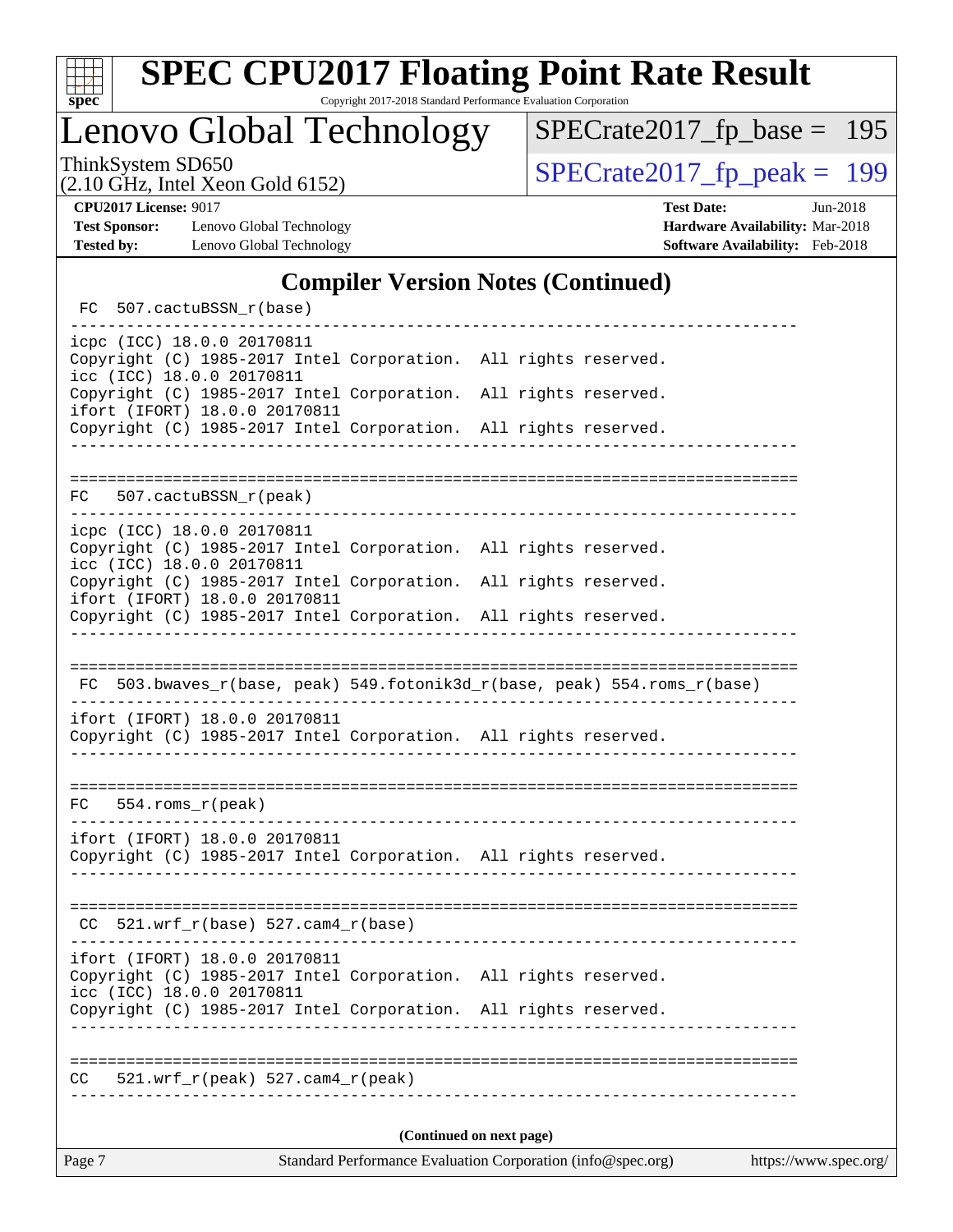## Compiler Version Notes (Continued)

```
 FC  507.cactuBSSN_r(base)
------------------------------------------------------------------------------
icpc (ICC) 18.0.0 20170811
Copyright (C) 1985-2017 Intel Corporation.  All rights reserved.
icc (ICC) 18.0.0 20170811
Copyright (C) 1985-2017 Intel Corporation.  All rights reserved.
ifort (IFORT) 18.0.0 20170811
Copyright (C) 1985-2017 Intel Corporation.  All rights reserved.
------------------------------------------------------------------------------

==============================================================================
FC   507.cactuBSSN_r(peak)
------------------------------------------------------------------------------
icpc (ICC) 18.0.0 20170811
Copyright (C) 1985-2017 Intel Corporation.  All rights reserved.
icc (ICC) 18.0.0 20170811
Copyright (C) 1985-2017 Intel Corporation.  All rights reserved.
ifort (IFORT) 18.0.0 20170811
Copyright (C) 1985-2017 Intel Corporation.  All rights reserved.
------------------------------------------------------------------------------

==============================================================================
 FC  503.bwaves_r(base, peak) 549.fotonik3d_r(base, peak) 554.roms_r(base)
------------------------------------------------------------------------------
ifort (IFORT) 18.0.0 20170811
Copyright (C) 1985-2017 Intel Corporation.  All rights reserved.
------------------------------------------------------------------------------

==============================================================================
FC   554.roms_r(peak)
------------------------------------------------------------------------------
ifort (IFORT) 18.0.0 20170811
Copyright (C) 1985-2017 Intel Corporation.  All rights reserved.
------------------------------------------------------------------------------

==============================================================================
 CC  521.wrf_r(base) 527.cam4_r(base)
------------------------------------------------------------------------------
ifort (IFORT) 18.0.0 20170811
Copyright (C) 1985-2017 Intel Corporation.  All rights reserved.
icc (ICC) 18.0.0 20170811
Copyright (C) 1985-2017 Intel Corporation.  All rights reserved.
------------------------------------------------------------------------------

==============================================================================
CC   521.wrf_r(peak) 527.cam4_r(peak)
------------------------------------------------------------------------------
```

**(Continued on next page)**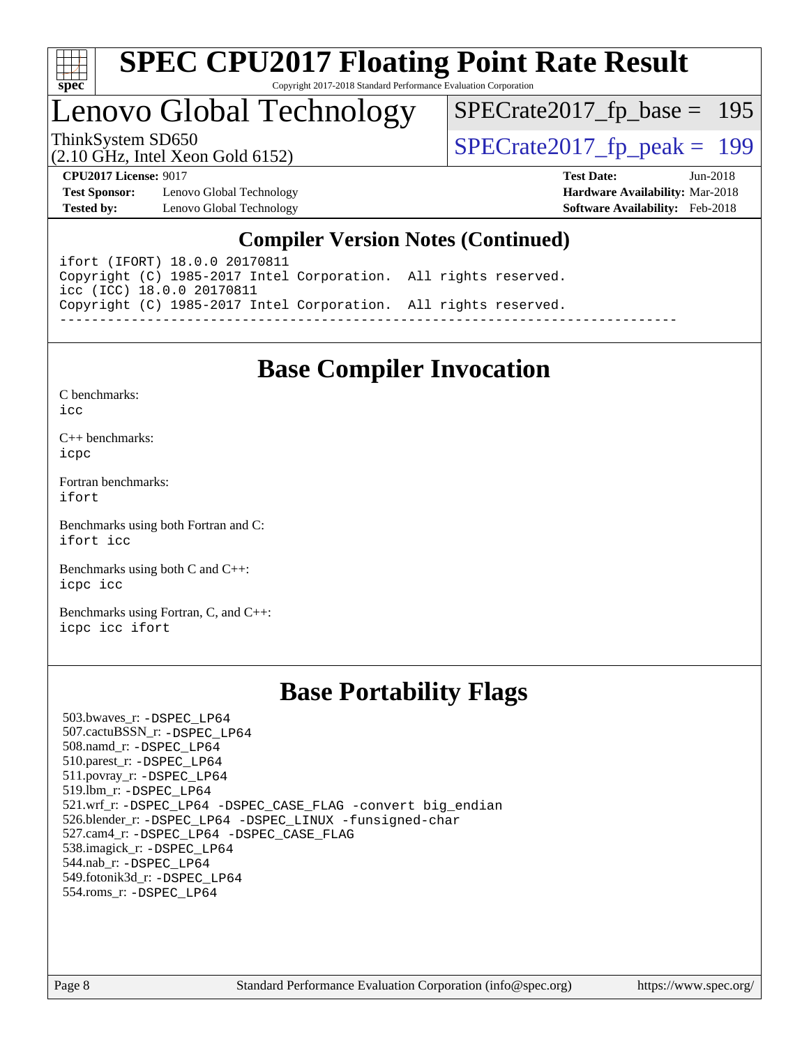## Compiler Version Notes (Continued)

```
ifort (IFORT) 18.0.0 20170811
Copyright (C) 1985-2017 Intel Corporation.  All rights reserved.
icc (ICC) 18.0.0 20170811
Copyright (C) 1985-2017 Intel Corporation.  All rights reserved.
------------------------------------------------------------------------------
```

## Base Compiler Invocation

C benchmarks:
icc

C++ benchmarks:
icpc

Fortran benchmarks:
ifort

Benchmarks using both Fortran and C:
ifort icc

Benchmarks using both C and C++:
icpc icc

Benchmarks using Fortran, C, and C++:
icpc icc ifort

## Base Portability Flags

503.bwaves_r: -DSPEC_LP64
507.cactuBSSN_r: -DSPEC_LP64
508.namd_r: -DSPEC_LP64
510.parest_r: -DSPEC_LP64
511.povray_r: -DSPEC_LP64
519.lbm_r: -DSPEC_LP64
521.wrf_r: -DSPEC_LP64 -DSPEC_CASE_FLAG -convert big_endian
526.blender_r: -DSPEC_LP64 -DSPEC_LINUX -funsigned-char
527.cam4_r: -DSPEC_LP64 -DSPEC_CASE_FLAG
538.imagick_r: -DSPEC_LP64
544.nab_r: -DSPEC_LP64
549.fotonik3d_r: -DSPEC_LP64
554.roms_r: -DSPEC_LP64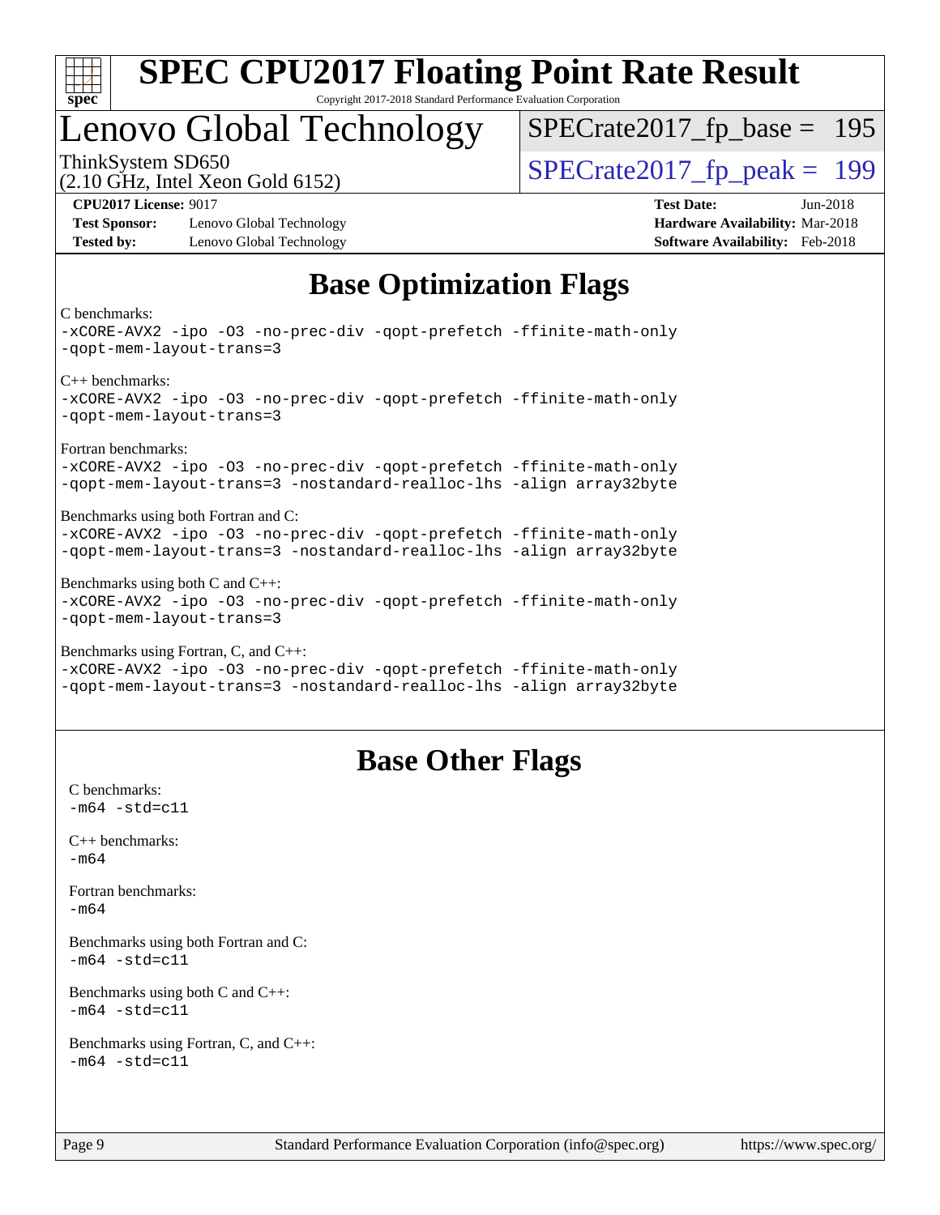# Base Optimization Flags

C benchmarks:
-xCORE-AVX2 -ipo -O3 -no-prec-div -qopt-prefetch -ffinite-math-only
-qopt-mem-layout-trans=3

C++ benchmarks:
-xCORE-AVX2 -ipo -O3 -no-prec-div -qopt-prefetch -ffinite-math-only
-qopt-mem-layout-trans=3

Fortran benchmarks:
-xCORE-AVX2 -ipo -O3 -no-prec-div -qopt-prefetch -ffinite-math-only
-qopt-mem-layout-trans=3 -nostandard-realloc-lhs -align array32byte

Benchmarks using both Fortran and C:
-xCORE-AVX2 -ipo -O3 -no-prec-div -qopt-prefetch -ffinite-math-only
-qopt-mem-layout-trans=3 -nostandard-realloc-lhs -align array32byte

Benchmarks using both C and C++:
-xCORE-AVX2 -ipo -O3 -no-prec-div -qopt-prefetch -ffinite-math-only
-qopt-mem-layout-trans=3

Benchmarks using Fortran, C, and C++:
-xCORE-AVX2 -ipo -O3 -no-prec-div -qopt-prefetch -ffinite-math-only
-qopt-mem-layout-trans=3 -nostandard-realloc-lhs -align array32byte

# Base Other Flags

C benchmarks:
-m64 -std=c11

C++ benchmarks:
-m64

Fortran benchmarks:
-m64

Benchmarks using both Fortran and C:
-m64 -std=c11

Benchmarks using both C and C++:
-m64 -std=c11

Benchmarks using Fortran, C, and C++:
-m64 -std=c11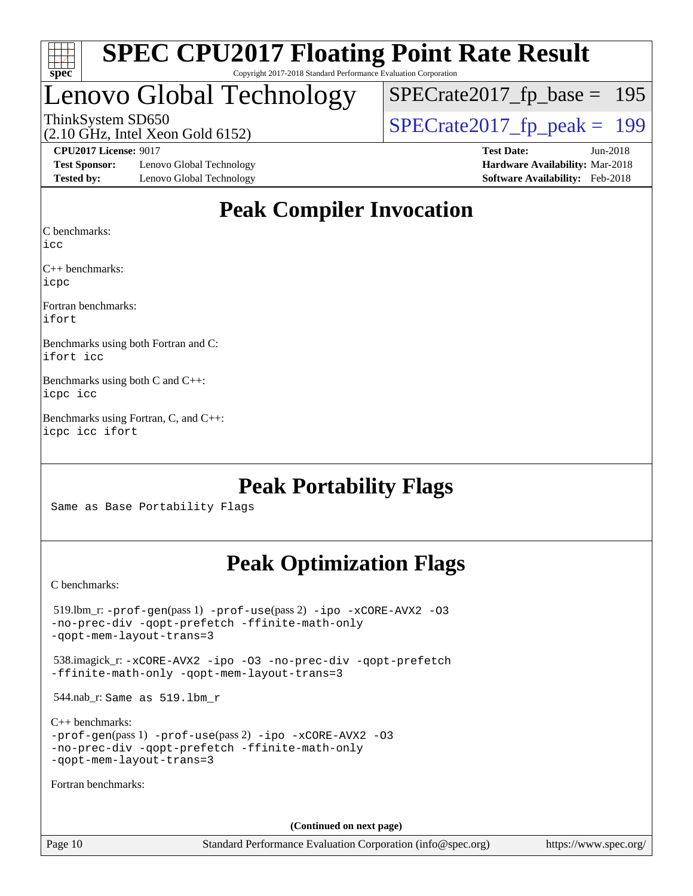# SPEC CPU2017 Floating Point Rate Result

Copyright 2017-2018 Standard Performance Evaluation Corporation

# Lenovo Global Technology

ThinkSystem SD650
(2.10 GHz, Intel Xeon Gold 6152)

SPECrate2017_fp_base = 195

SPECrate2017_fp_peak = 199

**CPU2017 License:** 9017
**Test Sponsor:** Lenovo Global Technology
**Tested by:** Lenovo Global Technology

**Test Date:** Jun-2018
**Hardware Availability:** Mar-2018
**Software Availability:** Feb-2018

## Peak Compiler Invocation

C benchmarks:
`icc`

C++ benchmarks:
`icpc`

Fortran benchmarks:
`ifort`

Benchmarks using both Fortran and C:
`ifort icc`

Benchmarks using both C and C++:
`icpc icc`

Benchmarks using Fortran, C, and C++:
`icpc icc ifort`

## Peak Portability Flags

Same as Base Portability Flags

## Peak Optimization Flags

C benchmarks:

519.lbm_r: `-prof-gen`(pass 1) `-prof-use`(pass 2) `-ipo -xCORE-AVX2 -O3 -no-prec-div -qopt-prefetch -ffinite-math-only -qopt-mem-layout-trans=3`

538.imagick_r: `-xCORE-AVX2 -ipo -O3 -no-prec-div -qopt-prefetch -ffinite-math-only -qopt-mem-layout-trans=3`

544.nab_r: Same as 519.lbm_r

C++ benchmarks:
`-prof-gen`(pass 1) `-prof-use`(pass 2) `-ipo -xCORE-AVX2 -O3 -no-prec-div -qopt-prefetch -ffinite-math-only -qopt-mem-layout-trans=3`

Fortran benchmarks:

(Continued on next page)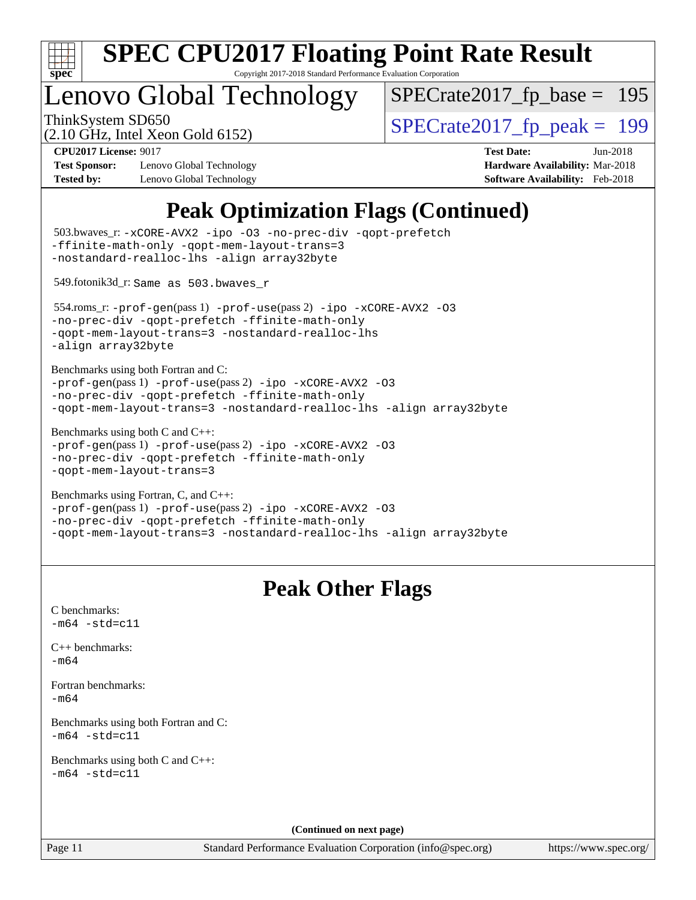# SPEC CPU2017 Floating Point Rate Result

Copyright 2017-2018 Standard Performance Evaluation Corporation

## Lenovo Global Technology

ThinkSystem SD650
(2.10 GHz, Intel Xeon Gold 6152)

SPECrate2017_fp_base = 195

SPECrate2017_fp_peak = 199

**CPU2017 License:** 9017
**Test Sponsor:** Lenovo Global Technology
**Tested by:** Lenovo Global Technology

**Test Date:** Jun-2018
**Hardware Availability:** Mar-2018
**Software Availability:** Feb-2018

## Peak Optimization Flags (Continued)

503.bwaves_r: `-xCORE-AVX2 -ipo -O3 -no-prec-div -qopt-prefetch -ffinite-math-only -qopt-mem-layout-trans=3 -nostandard-realloc-lhs -align array32byte`

549.fotonik3d_r: `Same as 503.bwaves_r`

554.roms_r: `-prof-gen`(pass 1) `-prof-use`(pass 2) `-ipo -xCORE-AVX2 -O3 -no-prec-div -qopt-prefetch -ffinite-math-only -qopt-mem-layout-trans=3 -nostandard-realloc-lhs -align array32byte`

Benchmarks using both Fortran and C:
`-prof-gen`(pass 1) `-prof-use`(pass 2) `-ipo -xCORE-AVX2 -O3 -no-prec-div -qopt-prefetch -ffinite-math-only -qopt-mem-layout-trans=3 -nostandard-realloc-lhs -align array32byte`

Benchmarks using both C and C++:
`-prof-gen`(pass 1) `-prof-use`(pass 2) `-ipo -xCORE-AVX2 -O3 -no-prec-div -qopt-prefetch -ffinite-math-only -qopt-mem-layout-trans=3`

Benchmarks using Fortran, C, and C++:
`-prof-gen`(pass 1) `-prof-use`(pass 2) `-ipo -xCORE-AVX2 -O3 -no-prec-div -qopt-prefetch -ffinite-math-only -qopt-mem-layout-trans=3 -nostandard-realloc-lhs -align array32byte`

## Peak Other Flags

C benchmarks:
`-m64 -std=c11`

C++ benchmarks:
`-m64`

Fortran benchmarks:
`-m64`

Benchmarks using both Fortran and C:
`-m64 -std=c11`

Benchmarks using both C and C++:
`-m64 -std=c11`

**(Continued on next page)**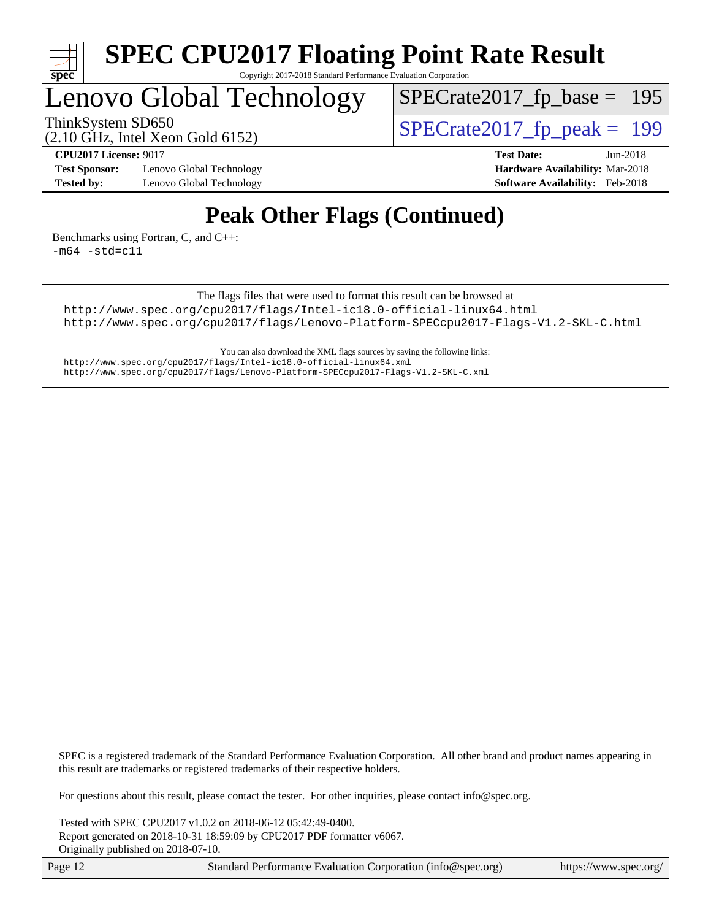# Peak Other Flags (Continued)

Benchmarks using Fortran, C, and C++:
`-m64 -std=c11`

The flags files that were used to format this result can be browsed at
http://www.spec.org/cpu2017/flags/Intel-ic18.0-official-linux64.html
http://www.spec.org/cpu2017/flags/Lenovo-Platform-SPECcpu2017-Flags-V1.2-SKL-C.html

You can also download the XML flags sources by saving the following links:
http://www.spec.org/cpu2017/flags/Intel-ic18.0-official-linux64.xml
http://www.spec.org/cpu2017/flags/Lenovo-Platform-SPECcpu2017-Flags-V1.2-SKL-C.xml

SPEC is a registered trademark of the Standard Performance Evaluation Corporation. All other brand and product names appearing in this result are trademarks or registered trademarks of their respective holders.

For questions about this result, please contact the tester. For other inquiries, please contact info@spec.org.

Tested with SPEC CPU2017 v1.0.2 on 2018-06-12 05:42:49-0400.
Report generated on 2018-10-31 18:59:09 by CPU2017 PDF formatter v6067.
Originally published on 2018-07-10.